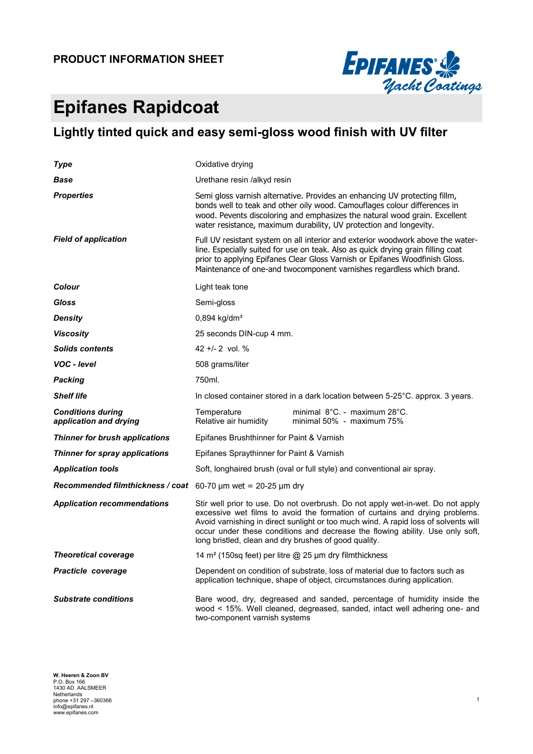PRODUCT INFORMATION SHEET

# Epifanes Rapidcoat

## Lightly tinted quick and easy semi-gloss wood finish with UV filter

| | |
|---|---|
| ***Type*** | Oxidative drying |
| ***Base*** | Urethane resin /alkyd resin |
| ***Properties*** | Semi gloss varnish alternative. Provides an enhancing UV protecting fillm, bonds well to teak and other oily wood. Camouflages colour differences in wood. Pevents discoloring and emphasizes the natural wood grain. Excellent water resistance, maximum durability, UV protection and longevity. |
| ***Field of application*** | Full UV resistant system on all interior and exterior woodwork above the water-line. Especially suited for use on teak. Also as quick drying grain filling coat prior to applying Epifanes Clear Gloss Varnish or Epifanes Woodfinish Gloss. Maintenance of one-and twocomponent varnishes regardless which brand. |
| ***Colour*** | Light teak tone |
| ***Gloss*** | Semi-gloss |
| ***Density*** | 0,894 kg/dm³ |
| ***Viscosity*** | 25 seconds DIN-cup 4 mm. |
| ***Solids contents*** | 42 +/- 2 vol. % |
| ***VOC - level*** | 508 grams/liter |
| ***Packing*** | 750ml. |
| ***Shelf life*** | In closed container stored in a dark location between 5-25°C. approx. 3 years. |
| ***Conditions during application and drying*** | Temperature: minimal 8°C. - maximum 28°C.<br>Relative air humidity: minimal 50% - maximum 75% |
| ***Thinner for brush applications*** | Epifanes Brushthinner for Paint & Varnish |
| ***Thinner for spray applications*** | Epifanes Spraythinner for Paint & Varnish |
| ***Application tools*** | Soft, longhaired brush (oval or full style) and conventional air spray. |
| ***Recommended filmthickness / coat*** | 60-70 µm wet = 20-25 µm dry |
| ***Application recommendations*** | Stir well prior to use. Do not overbrush. Do not apply wet-in-wet. Do not apply excessive wet films to avoid the formation of curtains and drying problems. Avoid varnishing in direct sunlight or too much wind. A rapid loss of solvents will occur under these conditions and decrease the flowing ability. Use only soft, long bristled, clean and dry brushes of good quality. |
| ***Theoretical coverage*** | 14 m² (150sq feet) per litre @ 25 µm dry filmthickness |
| ***Practicle coverage*** | Dependent on condition of substrate, loss of material due to factors such as application technique, shape of object, circumstances during application. |
| ***Substrate conditions*** | Bare wood, dry, degreased and sanded, percentage of humidity inside the wood < 15%. Well cleaned, degreased, sanded, intact well adhering one- and two-component varnish systems |

**W. Heeren & Zoon BV**
P.O. Box 166
1430 AD AALSMEER
Netherlands
phone +31 297 –360366
info@epifanes.nl
www.epifanes.com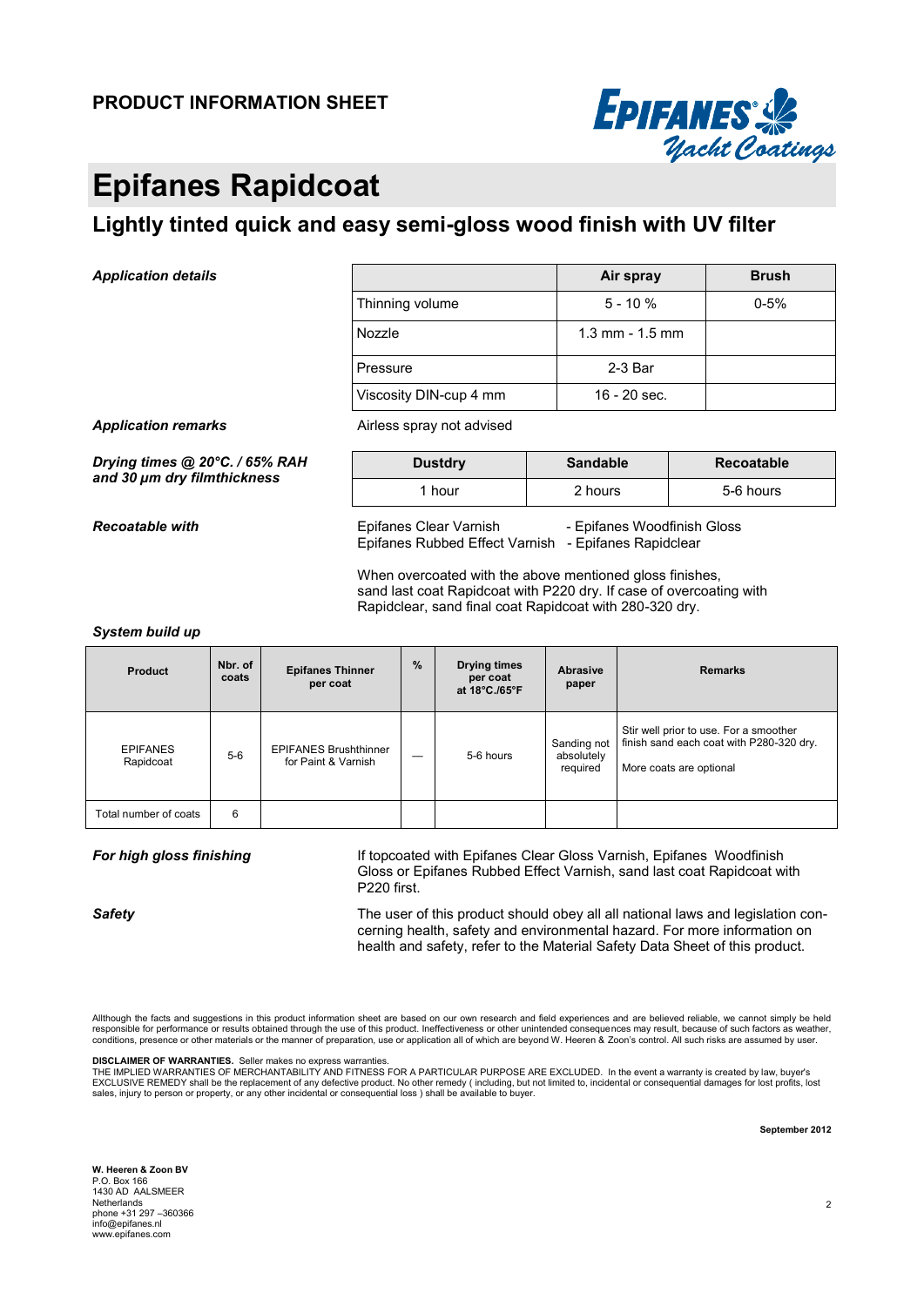## PRODUCT INFORMATION SHEET

# Epifanes Rapidcoat

## Lightly tinted quick and easy semi-gloss wood finish with UV filter

***Application details***

| | Air spray | Brush |
|---|---|---|
| Thinning volume | 5 - 10 % | 0-5% |
| Nozzle | 1.3 mm - 1.5 mm | |
| Pressure | 2-3 Bar | |
| Viscosity DIN-cup 4 mm | 16 - 20 sec. | |

***Application remarks***

Airless spray not advised

***Drying times @ 20°C. / 65% RAH and 30 µm dry filmthickness***

| Dustdry | Sandable | Recoatable |
|---|---|---|
| 1 hour | 2 hours | 5-6 hours |

***Recoatable with***

Epifanes Clear Varnish - Epifanes Woodfinish Gloss
Epifanes Rubbed Effect Varnish - Epifanes Rapidclear

When overcoated with the above mentioned gloss finishes, sand last coat Rapidcoat with P220 dry. If case of overcoating with Rapidclear, sand final coat Rapidcoat with 280-320 dry.

***System build up***

| Product | Nbr. of coats | Epifanes Thinner per coat | % | Drying times per coat at 18°C./65°F | Abrasive paper | Remarks |
|---|---|---|---|---|---|---|
| EPIFANES Rapidcoat | 5-6 | EPIFANES Brushthinner for Paint & Varnish | — | 5-6 hours | Sanding not absolutely required | Stir well prior to use. For a smoother finish sand each coat with P280-320 dry. More coats are optional |
| Total number of coats | 6 | | | | | |

***For high gloss finishing***

If topcoated with Epifanes Clear Gloss Varnish, Epifanes Woodfinish Gloss or Epifanes Rubbed Effect Varnish, sand last coat Rapidcoat with P220 first.

***Safety***

The user of this product should obey all all national laws and legislation concerning health, safety and environmental hazard. For more information on health and safety, refer to the Material Safety Data Sheet of this product.

Allthough the facts and suggestions in this product information sheet are based on our own research and field experiences and are believed reliable, we cannot simply be held responsible for performance or results obtained through the use of this product. Ineffectiveness or other unintended consequences may result, because of such factors as weather, conditions, presence or other materials or the manner of preparation, use or application all of which are beyond W. Heeren & Zoon's control. All such risks are assumed by user.

**DISCLAIMER OF WARRANTIES.** Seller makes no express warranties.
THE IMPLIED WARRANTIES OF MERCHANTABILITY AND FITNESS FOR A PARTICULAR PURPOSE ARE EXCLUDED. In the event a warranty is created by law, buyer's EXCLUSIVE REMEDY shall be the replacement of any defective product. No other remedy ( including, but not limited to, incidental or consequential damages for lost profits, lost sales, injury to person or property, or any other incidental or consequential loss ) shall be available to buyer.

**September 2012**

**W. Heeren & Zoon BV**
P.O. Box 166
1430 AD AALSMEER
Netherlands
phone +31 297 –360366
info@epifanes.nl
www.epifanes.com